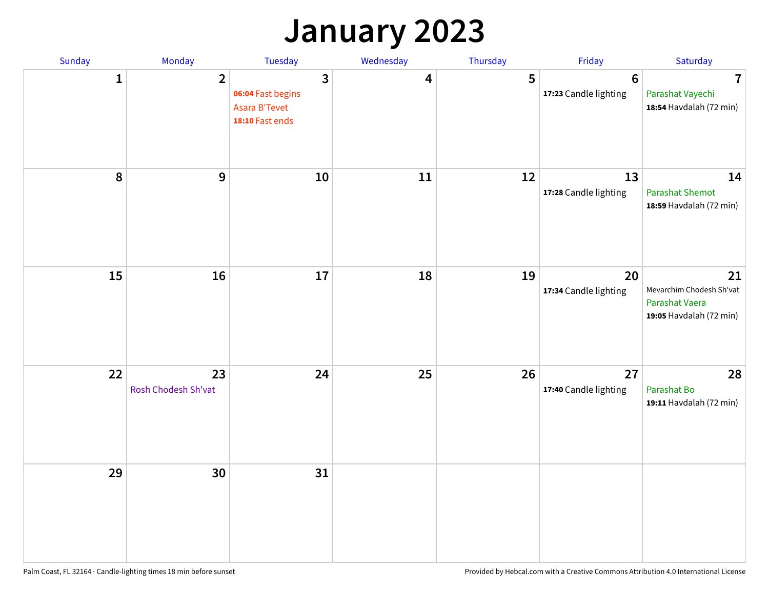# January 2023

| Sunday | Monday | Tuesday | Wednesday | Thursday | Friday | Saturday |
|---|---|---|---|---|---|---|
| 1 | 2 | 3<br>**06:04** Fast begins<br>Asara B'Tevet<br>**18:10** Fast ends | 4 | 5 | 6<br>**17:23** Candle lighting | 7<br>Parashat Vayechi<br>**18:54** Havdalah (72 min) |
| 8 | 9 | 10 | 11 | 12 | 13<br>**17:28** Candle lighting | 14<br>Parashat Shemot<br>**18:59** Havdalah (72 min) |
| 15 | 16 | 17 | 18 | 19 | 20<br>**17:34** Candle lighting | 21<br>Mevarchim Chodesh Sh'vat<br>Parashat Vaera<br>**19:05** Havdalah (72 min) |
| 22 | 23<br>Rosh Chodesh Sh'vat | 24 | 25 | 26 | 27<br>**17:40** Candle lighting | 28<br>Parashat Bo<br>**19:11** Havdalah (72 min) |
| 29 | 30 | 31 | | | | |

Palm Coast, FL 32164 · Candle-lighting times 18 min before sunset

Provided by Hebcal.com with a Creative Commons Attribution 4.0 International License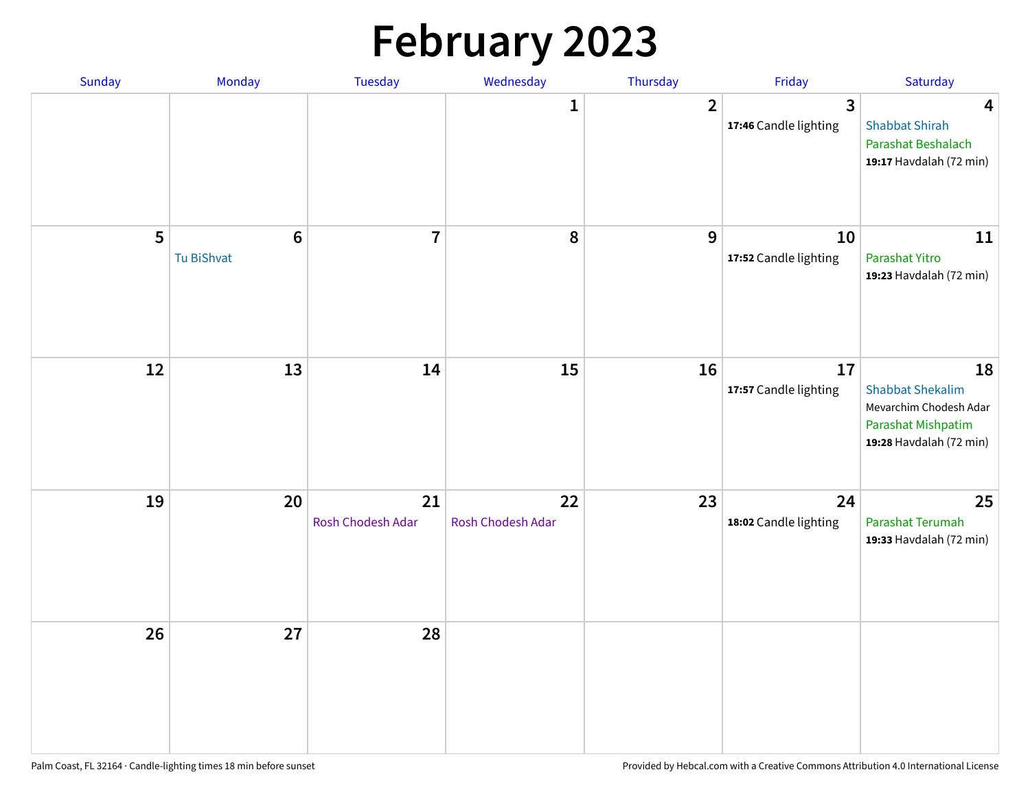# February 2023

| Sunday | Monday | Tuesday | Wednesday | Thursday | Friday | Saturday |
|---|---|---|---|---|---|---|
| | | | 1 | 2 | 3<br>**17:46** Candle lighting | 4<br>Shabbat Shirah<br>Parashat Beshalach<br>**19:17** Havdalah (72 min) |
| 5 | 6<br>Tu BiShvat | 7 | 8 | 9 | 10<br>**17:52** Candle lighting | 11<br>Parashat Yitro<br>**19:23** Havdalah (72 min) |
| 12 | 13 | 14 | 15 | 16 | 17<br>**17:57** Candle lighting | 18<br>Shabbat Shekalim<br>Mevarchim Chodesh Adar<br>Parashat Mishpatim<br>**19:28** Havdalah (72 min) |
| 19 | 20 | 21<br>Rosh Chodesh Adar | 22<br>Rosh Chodesh Adar | 23 | 24<br>**18:02** Candle lighting | 25<br>Parashat Terumah<br>**19:33** Havdalah (72 min) |
| 26 | 27 | 28 | | | | |

Palm Coast, FL 32164 · Candle-lighting times 18 min before sunset

Provided by Hebcal.com with a Creative Commons Attribution 4.0 International License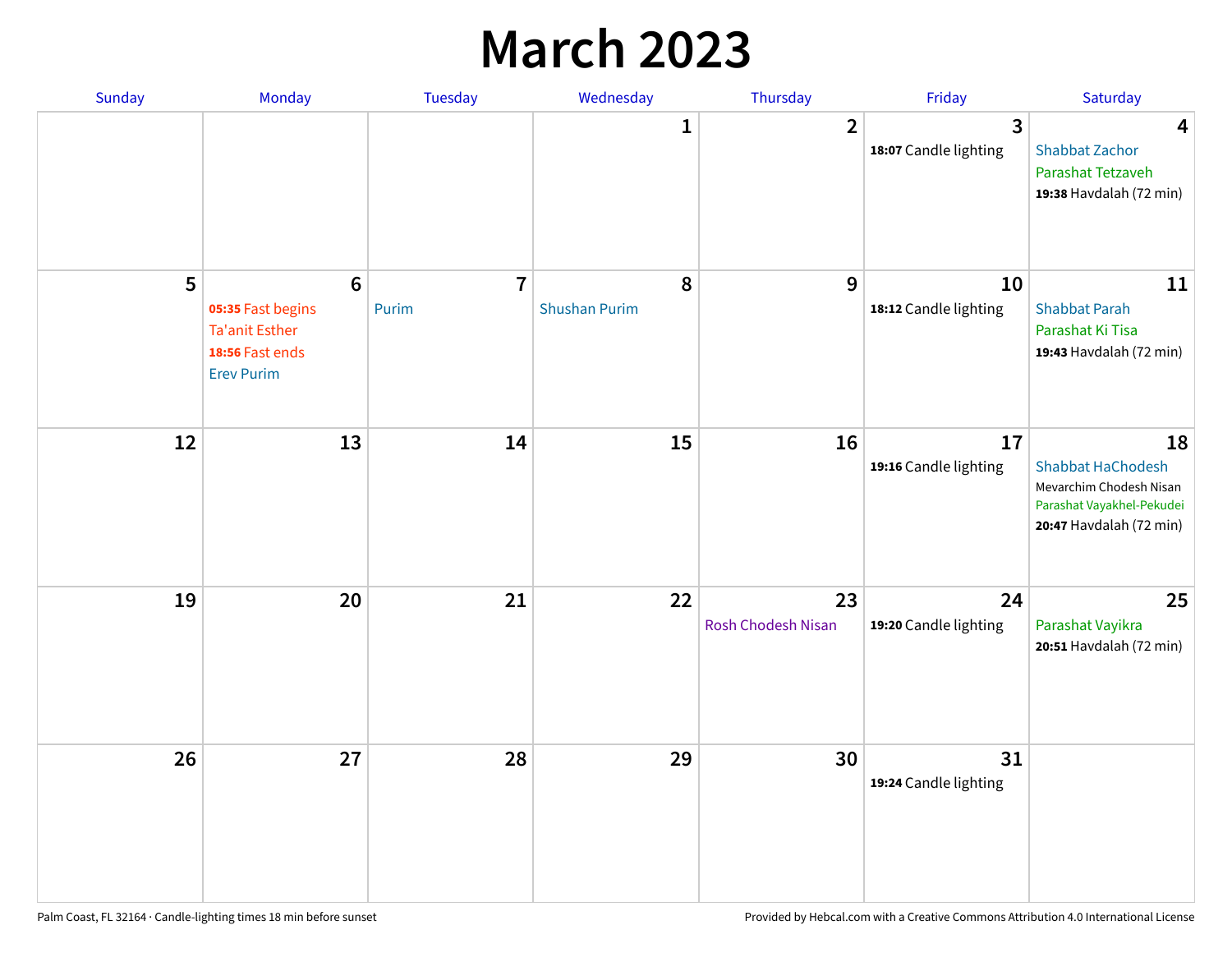# March 2023

| Sunday | Monday | Tuesday | Wednesday | Thursday | Friday | Saturday |
|---|---|---|---|---|---|---|
| | | | 1 | 2 | 3<br>**18:07** Candle lighting | 4<br>Shabbat Zachor<br>Parashat Tetzaveh<br>**19:38** Havdalah (72 min) |
| 5 | 6<br>**05:35** Fast begins<br>Ta'anit Esther<br>**18:56** Fast ends<br>Erev Purim | 7<br>Purim | 8<br>Shushan Purim | 9 | 10<br>**18:12** Candle lighting | 11<br>Shabbat Parah<br>Parashat Ki Tisa<br>**19:43** Havdalah (72 min) |
| 12 | 13 | 14 | 15 | 16 | 17<br>**19:16** Candle lighting | 18<br>Shabbat HaChodesh<br>Mevarchim Chodesh Nisan<br>Parashat Vayakhel-Pekudei<br>**20:47** Havdalah (72 min) |
| 19 | 20 | 21 | 22 | 23<br>Rosh Chodesh Nisan | 24<br>**19:20** Candle lighting | 25<br>Parashat Vayikra<br>**20:51** Havdalah (72 min) |
| 26 | 27 | 28 | 29 | 30 | 31<br>**19:24** Candle lighting | |

Palm Coast, FL 32164 · Candle-lighting times 18 min before sunset

Provided by Hebcal.com with a Creative Commons Attribution 4.0 International License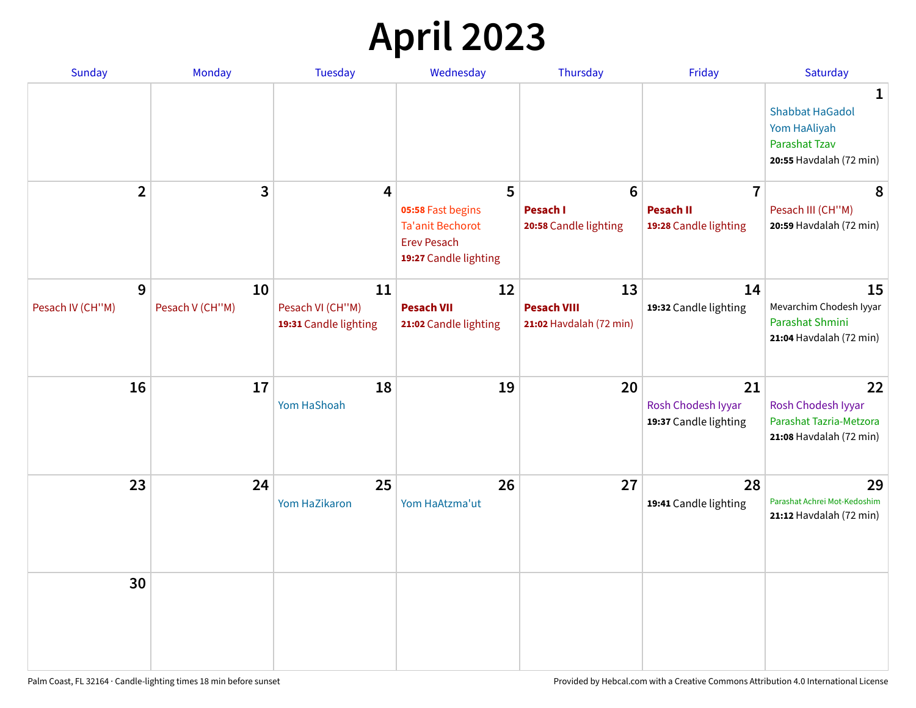# April 2023

| Sunday | Monday | Tuesday | Wednesday | Thursday | Friday | Saturday |
|---|---|---|---|---|---|---|
| | | | | | | **1**<br>Shabbat HaGadol<br>Yom HaAliyah<br>Parashat Tzav<br>**20:55** Havdalah (72 min) |
| **2** | **3** | **4** | **5**<br>**05:58** Fast begins<br>Ta'anit Bechorot<br>Erev Pesach<br>**19:27** Candle lighting | **6**<br>**Pesach I**<br>**20:58** Candle lighting | **7**<br>**Pesach II**<br>**19:28** Candle lighting | **8**<br>Pesach III (CH''M)<br>**20:59** Havdalah (72 min) |
| **9**<br>Pesach IV (CH''M) | **10**<br>Pesach V (CH''M) | **11**<br>Pesach VI (CH''M)<br>**19:31** Candle lighting | **12**<br>**Pesach VII**<br>**21:02** Candle lighting | **13**<br>**Pesach VIII**<br>**21:02** Havdalah (72 min) | **14**<br>**19:32** Candle lighting | **15**<br>Mevarchim Chodesh Iyyar<br>Parashat Shmini<br>**21:04** Havdalah (72 min) |
| **16** | **17** | **18**<br>Yom HaShoah | **19** | **20** | **21**<br>Rosh Chodesh Iyyar<br>**19:37** Candle lighting | **22**<br>Rosh Chodesh Iyyar<br>Parashat Tazria-Metzora<br>**21:08** Havdalah (72 min) |
| **23** | **24** | **25**<br>Yom HaZikaron | **26**<br>Yom HaAtzma'ut | **27** | **28**<br>**19:41** Candle lighting | **29**<br>Parashat Achrei Mot-Kedoshim<br>**21:12** Havdalah (72 min) |
| **30** | | | | | | |

Palm Coast, FL 32164 · Candle-lighting times 18 min before sunset

Provided by Hebcal.com with a Creative Commons Attribution 4.0 International License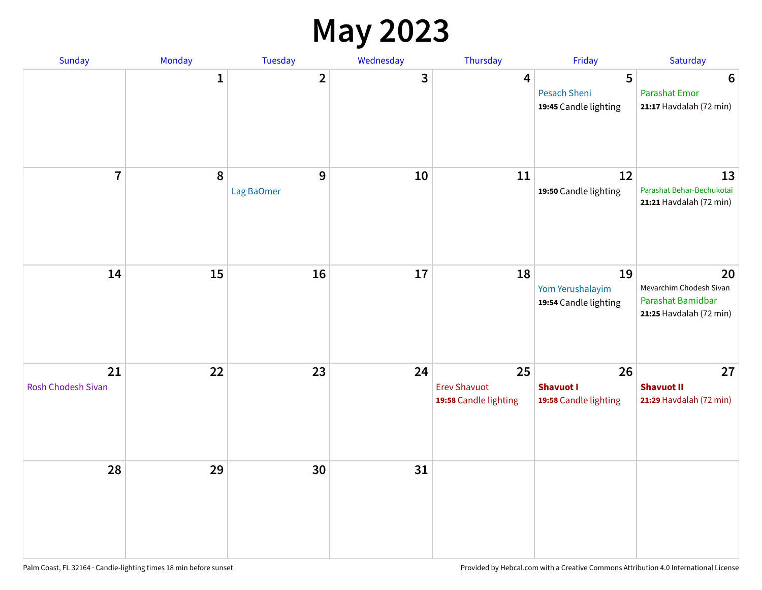# May 2023

| Sunday | Monday | Tuesday | Wednesday | Thursday | Friday | Saturday |
|---|---|---|---|---|---|---|
| | 1 | 2 | 3 | 4 | 5<br>Pesach Sheni<br>**19:45** Candle lighting | 6<br>Parashat Emor<br>**21:17** Havdalah (72 min) |
| 7 | 8 | 9<br>Lag BaOmer | 10 | 11 | 12<br>**19:50** Candle lighting | 13<br>Parashat Behar-Bechukotai<br>**21:21** Havdalah (72 min) |
| 14 | 15 | 16 | 17 | 18 | 19<br>Yom Yerushalayim<br>**19:54** Candle lighting | 20<br>Mevarchim Chodesh Sivan<br>Parashat Bamidbar<br>**21:25** Havdalah (72 min) |
| 21<br>Rosh Chodesh Sivan | 22 | 23 | 24 | 25<br>Erev Shavuot<br>**19:58** Candle lighting | 26<br>**Shavuot I**<br>**19:58** Candle lighting | 27<br>**Shavuot II**<br>**21:29** Havdalah (72 min) |
| 28 | 29 | 30 | 31 | | | |

Palm Coast, FL 32164 · Candle-lighting times 18 min before sunset

Provided by Hebcal.com with a Creative Commons Attribution 4.0 International License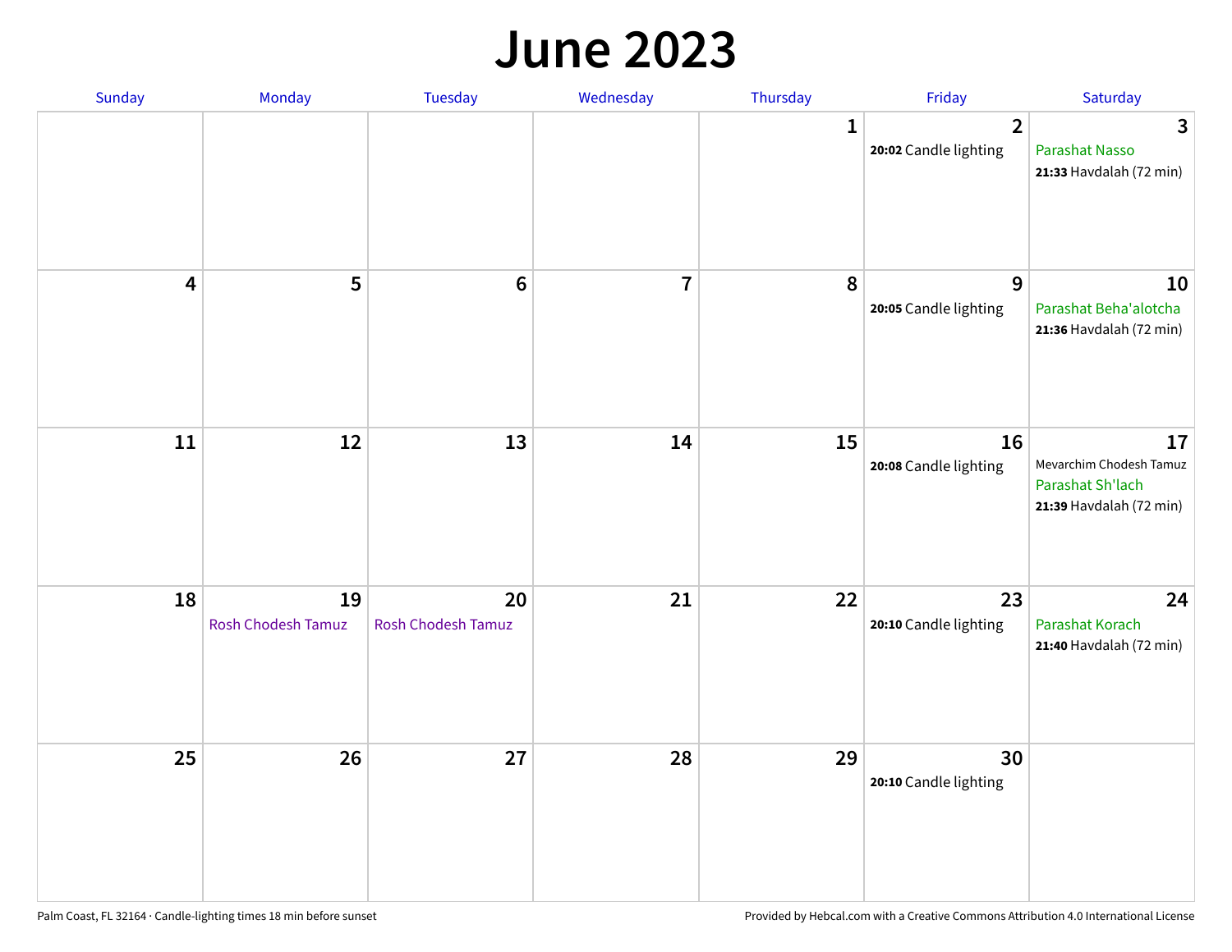# June 2023

| Sunday | Monday | Tuesday | Wednesday | Thursday | Friday | Saturday |
|---|---|---|---|---|---|---|
| | | | | 1 | 2<br>**20:02** Candle lighting | 3<br>Parashat Nasso<br>**21:33** Havdalah (72 min) |
| 4 | 5 | 6 | 7 | 8 | 9<br>**20:05** Candle lighting | 10<br>Parashat Beha'alotcha<br>**21:36** Havdalah (72 min) |
| 11 | 12 | 13 | 14 | 15 | 16<br>**20:08** Candle lighting | 17<br>Mevarchim Chodesh Tamuz<br>Parashat Sh'lach<br>**21:39** Havdalah (72 min) |
| 18 | 19<br>Rosh Chodesh Tamuz | 20<br>Rosh Chodesh Tamuz | 21 | 22 | 23<br>**20:10** Candle lighting | 24<br>Parashat Korach<br>**21:40** Havdalah (72 min) |
| 25 | 26 | 27 | 28 | 29 | 30<br>**20:10** Candle lighting | |

Palm Coast, FL 32164 · Candle-lighting times 18 min before sunset

Provided by Hebcal.com with a Creative Commons Attribution 4.0 International License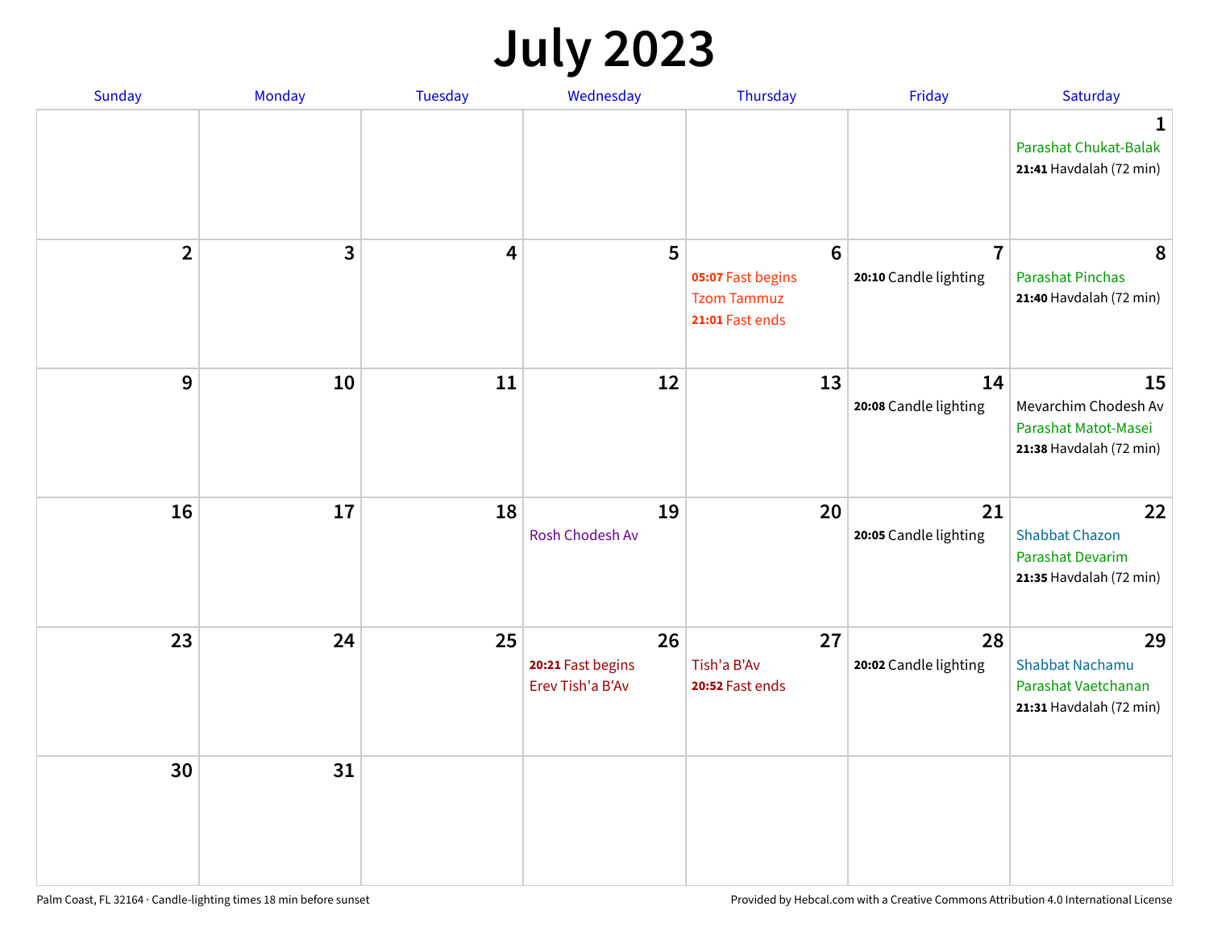# July 2023

| Sunday | Monday | Tuesday | Wednesday | Thursday | Friday | Saturday |
|---|---|---|---|---|---|---|
| | | | | | | **1**<br>Parashat Chukat-Balak<br>**21:41** Havdalah (72 min) |
| **2** | **3** | **4** | **5** | **6**<br>**05:07** Fast begins<br>Tzom Tammuz<br>**21:01** Fast ends | **7**<br>**20:10** Candle lighting | **8**<br>Parashat Pinchas<br>**21:40** Havdalah (72 min) |
| **9** | **10** | **11** | **12** | **13** | **14**<br>**20:08** Candle lighting | **15**<br>Mevarchim Chodesh Av<br>Parashat Matot-Masei<br>**21:38** Havdalah (72 min) |
| **16** | **17** | **18** | **19**<br>Rosh Chodesh Av | **20** | **21**<br>**20:05** Candle lighting | **22**<br>Shabbat Chazon<br>Parashat Devarim<br>**21:35** Havdalah (72 min) |
| **23** | **24** | **25** | **26**<br>**20:21** Fast begins<br>Erev Tish'a B'Av | **27**<br>Tish'a B'Av<br>**20:52** Fast ends | **28**<br>**20:02** Candle lighting | **29**<br>Shabbat Nachamu<br>Parashat Vaetchanan<br>**21:31** Havdalah (72 min) |
| **30** | **31** | | | | | |

Palm Coast, FL 32164 · Candle-lighting times 18 min before sunset

Provided by Hebcal.com with a Creative Commons Attribution 4.0 International License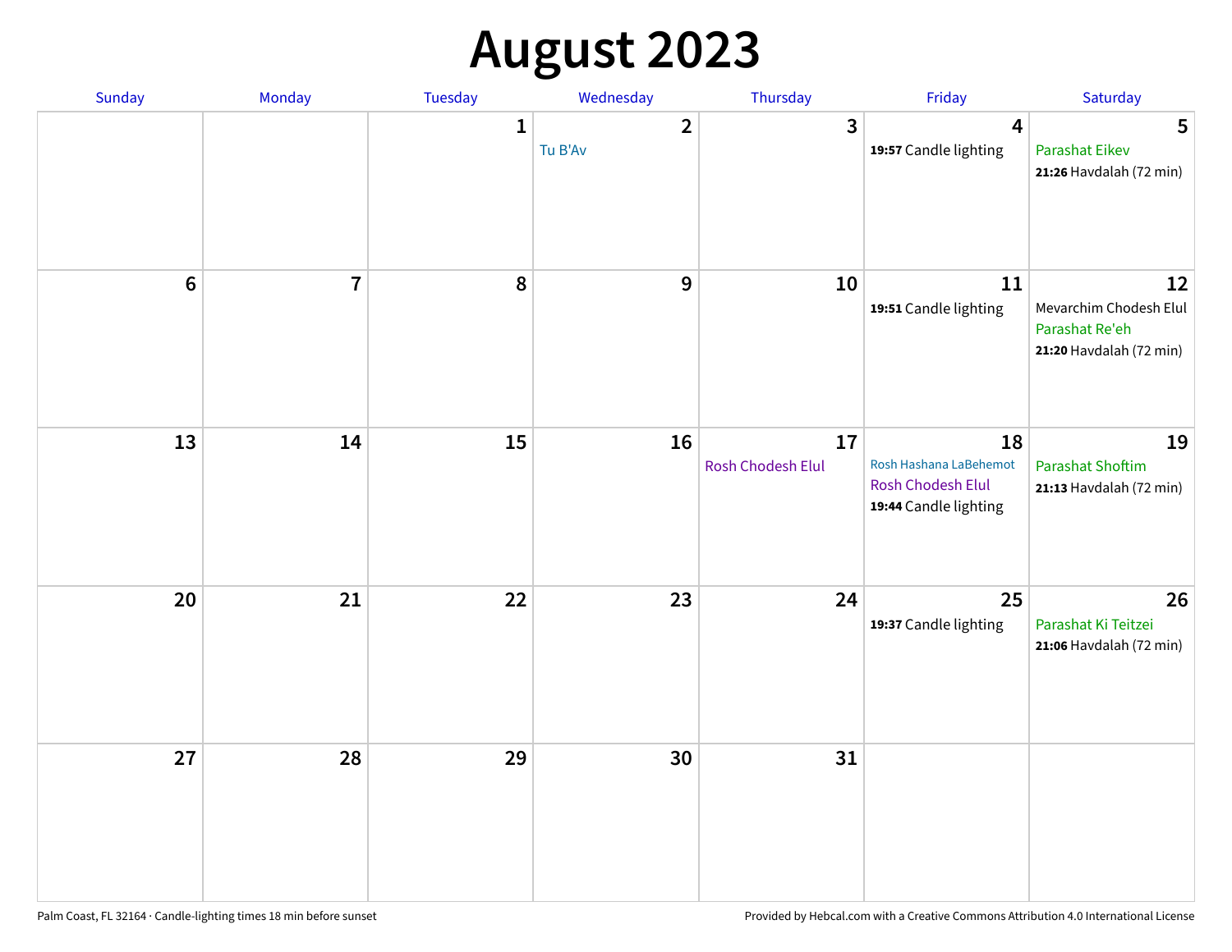# August 2023

| Sunday | Monday | Tuesday | Wednesday | Thursday | Friday | Saturday |
|---|---|---|---|---|---|---|
| | | 1 | 2<br>Tu B'Av | 3 | 4<br>**19:57** Candle lighting | 5<br>Parashat Eikev<br>**21:26** Havdalah (72 min) |
| 6 | 7 | 8 | 9 | 10 | 11<br>**19:51** Candle lighting | 12<br>Mevarchim Chodesh Elul<br>Parashat Re'eh<br>**21:20** Havdalah (72 min) |
| 13 | 14 | 15 | 16 | 17<br>Rosh Chodesh Elul | 18<br>Rosh Hashana LaBehemot<br>Rosh Chodesh Elul<br>**19:44** Candle lighting | 19<br>Parashat Shoftim<br>**21:13** Havdalah (72 min) |
| 20 | 21 | 22 | 23 | 24 | 25<br>**19:37** Candle lighting | 26<br>Parashat Ki Teitzei<br>**21:06** Havdalah (72 min) |
| 27 | 28 | 29 | 30 | 31 | | |

Palm Coast, FL 32164 · Candle-lighting times 18 min before sunset

Provided by Hebcal.com with a Creative Commons Attribution 4.0 International License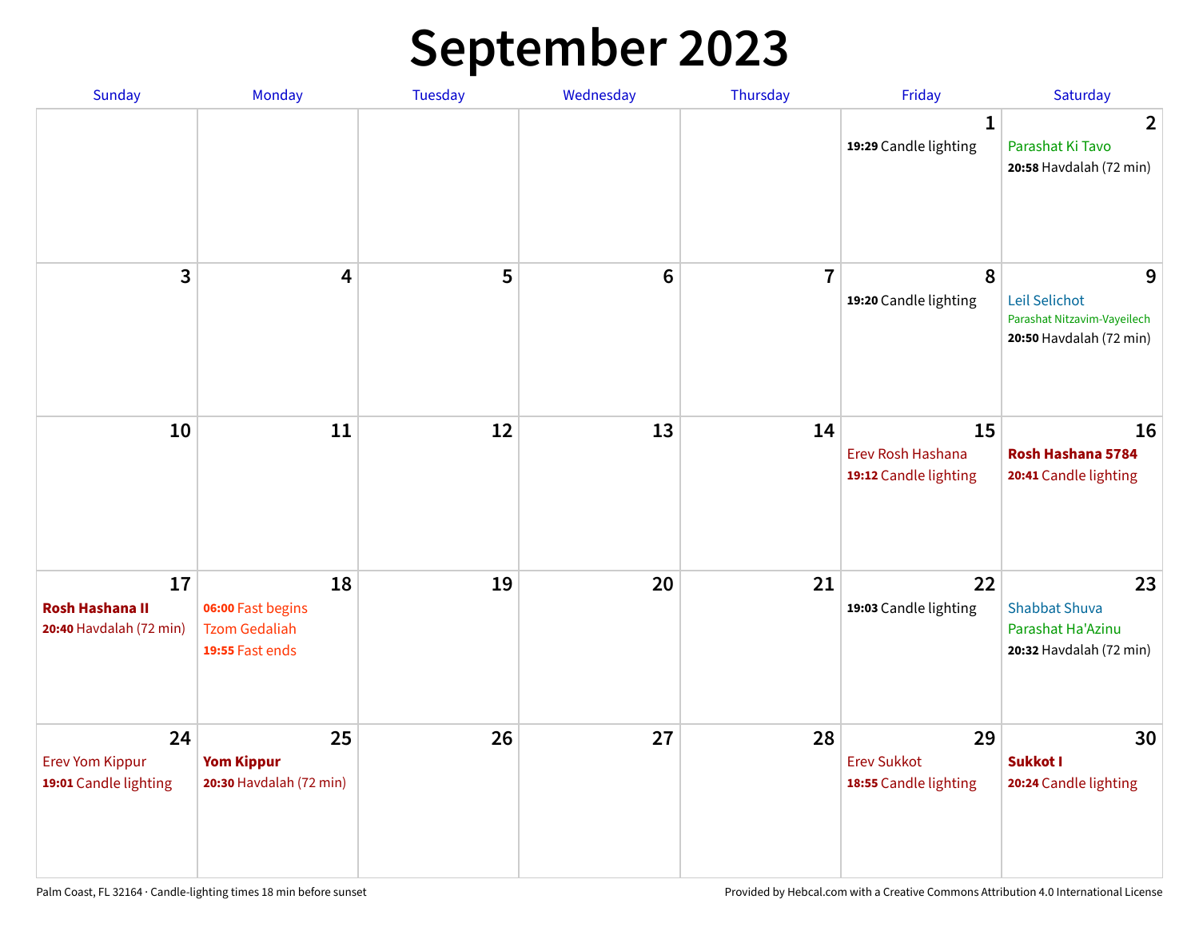# September 2023

| Sunday | Monday | Tuesday | Wednesday | Thursday | Friday | Saturday |
|---|---|---|---|---|---|---|
| | | | | | **1**<br>**19:29** Candle lighting | **2**<br>Parashat Ki Tavo<br>**20:58** Havdalah (72 min) |
| **3** | **4** | **5** | **6** | **7** | **8**<br>**19:20** Candle lighting | **9**<br>Leil Selichot<br>Parashat Nitzavim-Vayeilech<br>**20:50** Havdalah (72 min) |
| **10** | **11** | **12** | **13** | **14** | **15**<br>Erev Rosh Hashana<br>**19:12** Candle lighting | **16**<br>**Rosh Hashana 5784**<br>**20:41** Candle lighting |
| **17**<br>**Rosh Hashana II**<br>**20:40** Havdalah (72 min) | **18**<br>**06:00** Fast begins<br>Tzom Gedaliah<br>**19:55** Fast ends | **19** | **20** | **21** | **22**<br>**19:03** Candle lighting | **23**<br>Shabbat Shuva<br>Parashat Ha'Azinu<br>**20:32** Havdalah (72 min) |
| **24**<br>Erev Yom Kippur<br>**19:01** Candle lighting | **25**<br>**Yom Kippur**<br>**20:30** Havdalah (72 min) | **26** | **27** | **28** | **29**<br>Erev Sukkot<br>**18:55** Candle lighting | **30**<br>**Sukkot I**<br>**20:24** Candle lighting |

Palm Coast, FL 32164 · Candle-lighting times 18 min before sunset

Provided by Hebcal.com with a Creative Commons Attribution 4.0 International License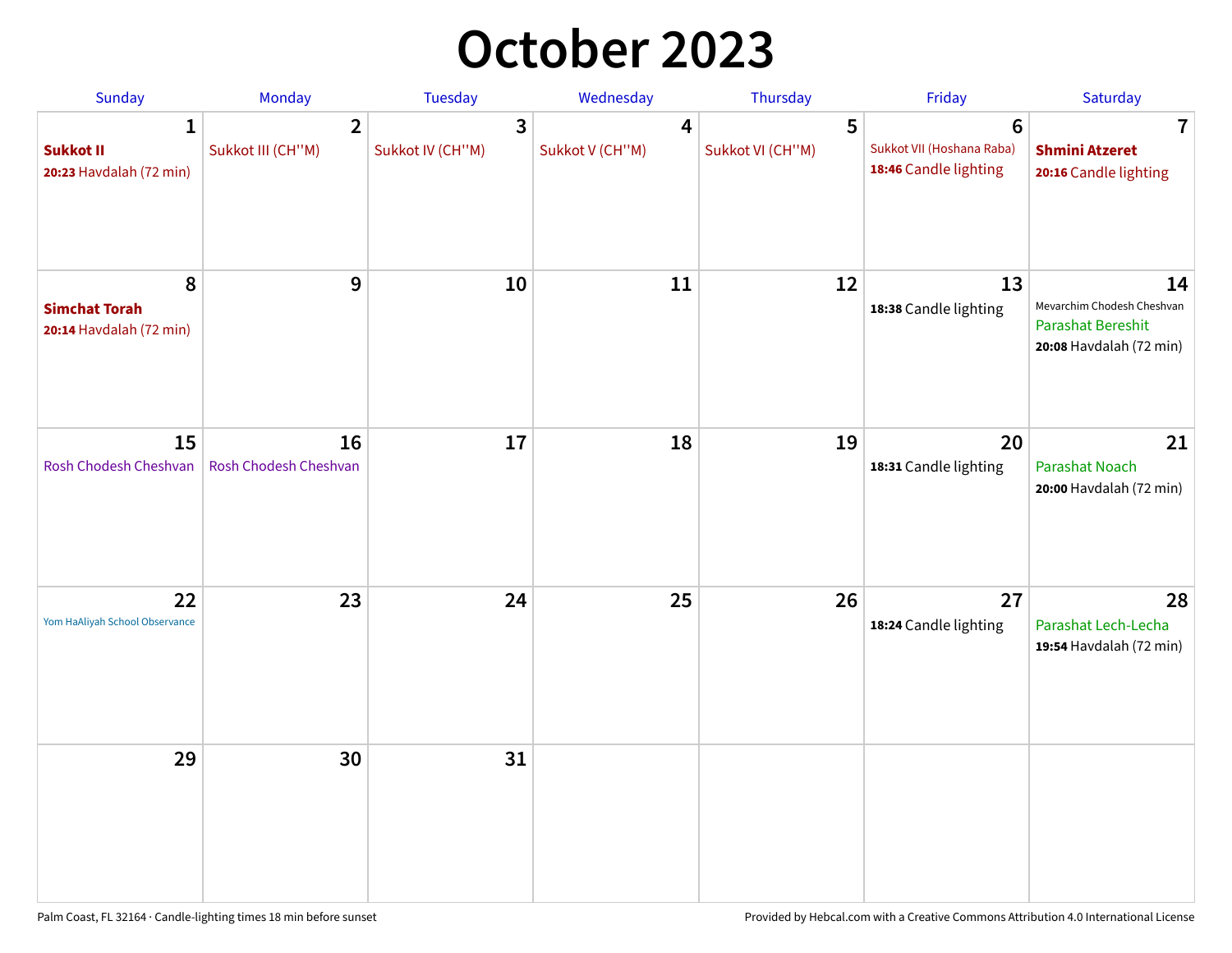# October 2023

| Sunday | Monday | Tuesday | Wednesday | Thursday | Friday | Saturday |
|---|---|---|---|---|---|---|
| **1**<br>**Sukkot II**<br>**20:23** Havdalah (72 min) | **2**<br>Sukkot III (CH''M) | **3**<br>Sukkot IV (CH''M) | **4**<br>Sukkot V (CH''M) | **5**<br>Sukkot VI (CH''M) | **6**<br>Sukkot VII (Hoshana Raba)<br>**18:46** Candle lighting | **7**<br>**Shmini Atzeret**<br>**20:16** Candle lighting |
| **8**<br>**Simchat Torah**<br>**20:14** Havdalah (72 min) | **9** | **10** | **11** | **12** | **13**<br>**18:38** Candle lighting | **14**<br>Mevarchim Chodesh Cheshvan<br>Parashat Bereshit<br>**20:08** Havdalah (72 min) |
| **15**<br>Rosh Chodesh Cheshvan | **16**<br>Rosh Chodesh Cheshvan | **17** | **18** | **19** | **20**<br>**18:31** Candle lighting | **21**<br>Parashat Noach<br>**20:00** Havdalah (72 min) |
| **22**<br>Yom HaAliyah School Observance | **23** | **24** | **25** | **26** | **27**<br>**18:24** Candle lighting | **28**<br>Parashat Lech-Lecha<br>**19:54** Havdalah (72 min) |
| **29** | **30** | **31** | | | | |

Palm Coast, FL 32164 · Candle-lighting times 18 min before sunset

Provided by Hebcal.com with a Creative Commons Attribution 4.0 International License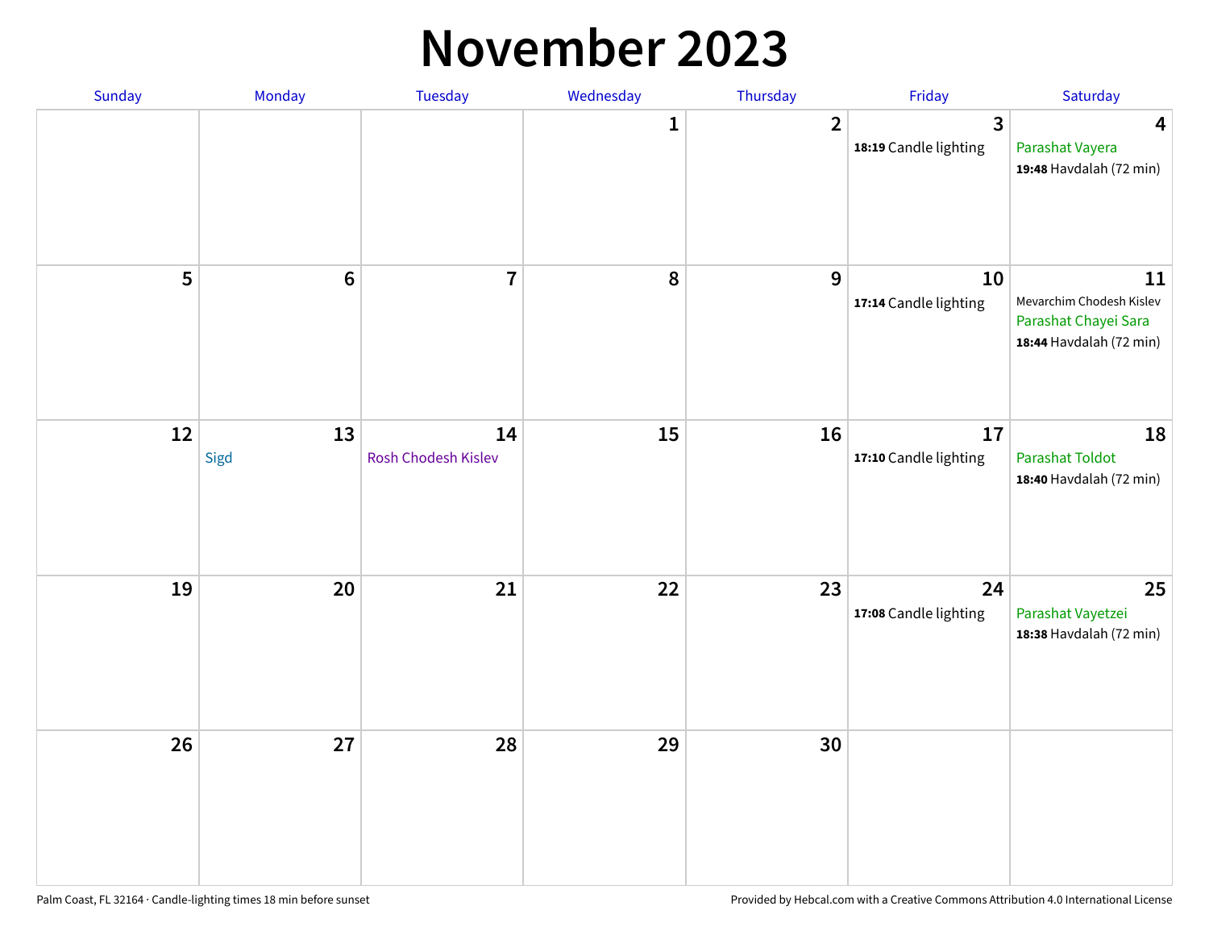# November 2023

| Sunday | Monday | Tuesday | Wednesday | Thursday | Friday | Saturday |
|---|---|---|---|---|---|---|
| | | | 1 | 2 | 3<br>**18:19** Candle lighting | 4<br>Parashat Vayera<br>**19:48** Havdalah (72 min) |
| 5 | 6 | 7 | 8 | 9 | 10<br>**17:14** Candle lighting | 11<br>Mevarchim Chodesh Kislev<br>Parashat Chayei Sara<br>**18:44** Havdalah (72 min) |
| 12 | 13<br>Sigd | 14<br>Rosh Chodesh Kislev | 15 | 16 | 17<br>**17:10** Candle lighting | 18<br>Parashat Toldot<br>**18:40** Havdalah (72 min) |
| 19 | 20 | 21 | 22 | 23 | 24<br>**17:08** Candle lighting | 25<br>Parashat Vayetzei<br>**18:38** Havdalah (72 min) |
| 26 | 27 | 28 | 29 | 30 | | |

Palm Coast, FL 32164 · Candle-lighting times 18 min before sunset

Provided by Hebcal.com with a Creative Commons Attribution 4.0 International License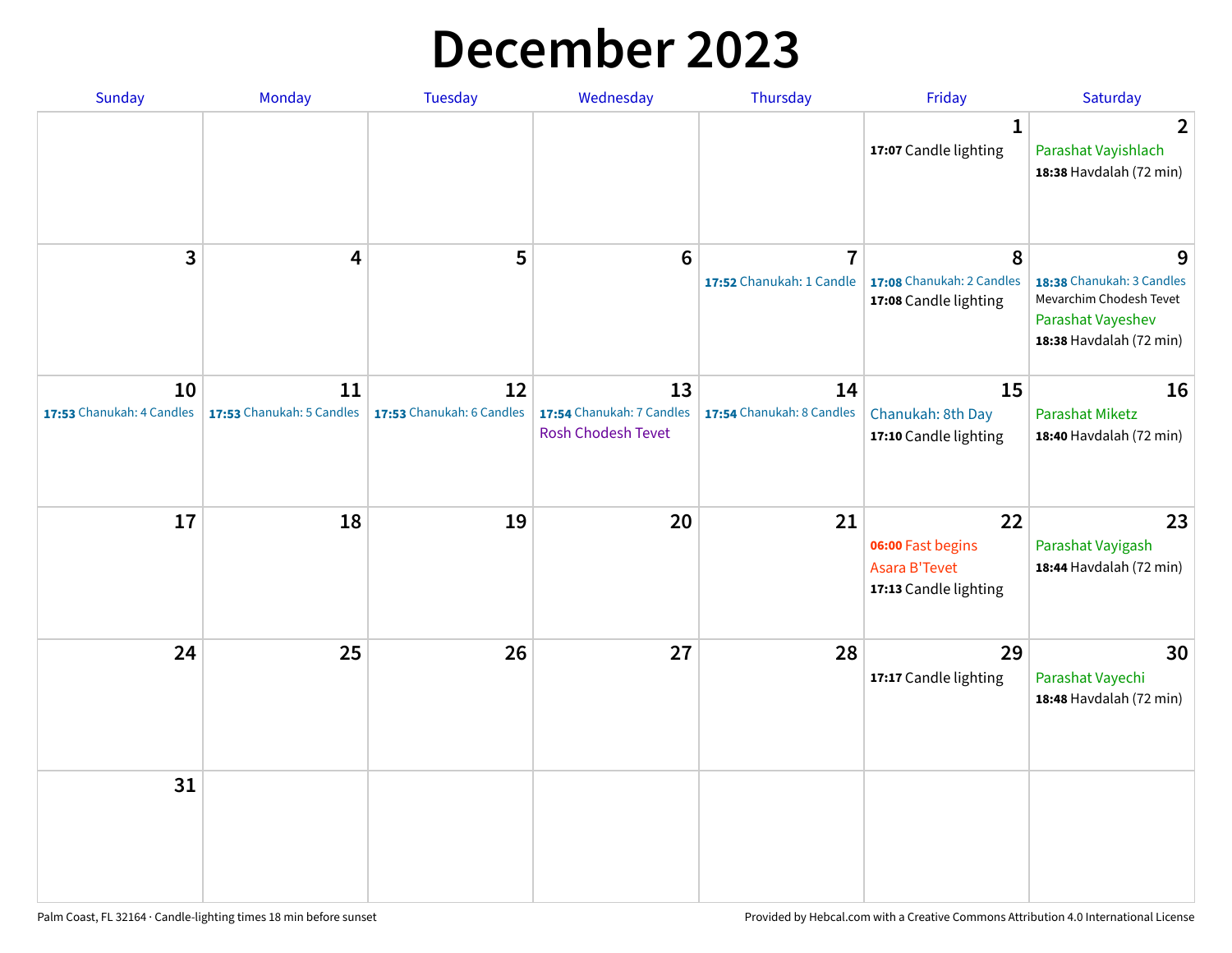# December 2023

| Sunday | Monday | Tuesday | Wednesday | Thursday | Friday | Saturday |
|---|---|---|---|---|---|---|
| | | | | | **1**<br>**17:07** Candle lighting | **2**<br>Parashat Vayishlach<br>**18:38** Havdalah (72 min) |
| **3** | **4** | **5** | **6** | **7**<br>**17:52** Chanukah: 1 Candle | **8**<br>**17:08** Chanukah: 2 Candles<br>**17:08** Candle lighting | **9**<br>**18:38** Chanukah: 3 Candles<br>Mevarchim Chodesh Tevet<br>Parashat Vayeshev<br>**18:38** Havdalah (72 min) |
| **10**<br>**17:53** Chanukah: 4 Candles | **11**<br>**17:53** Chanukah: 5 Candles | **12**<br>**17:53** Chanukah: 6 Candles | **13**<br>**17:54** Chanukah: 7 Candles<br>Rosh Chodesh Tevet | **14**<br>**17:54** Chanukah: 8 Candles | **15**<br>Chanukah: 8th Day<br>**17:10** Candle lighting | **16**<br>Parashat Miketz<br>**18:40** Havdalah (72 min) |
| **17** | **18** | **19** | **20** | **21** | **22**<br>**06:00** Fast begins<br>Asara B'Tevet<br>**17:13** Candle lighting | **23**<br>Parashat Vayigash<br>**18:44** Havdalah (72 min) |
| **24** | **25** | **26** | **27** | **28** | **29**<br>**17:17** Candle lighting | **30**<br>Parashat Vayechi<br>**18:48** Havdalah (72 min) |
| **31** | | | | | | |

Palm Coast, FL 32164 · Candle-lighting times 18 min before sunset

Provided by Hebcal.com with a Creative Commons Attribution 4.0 International License